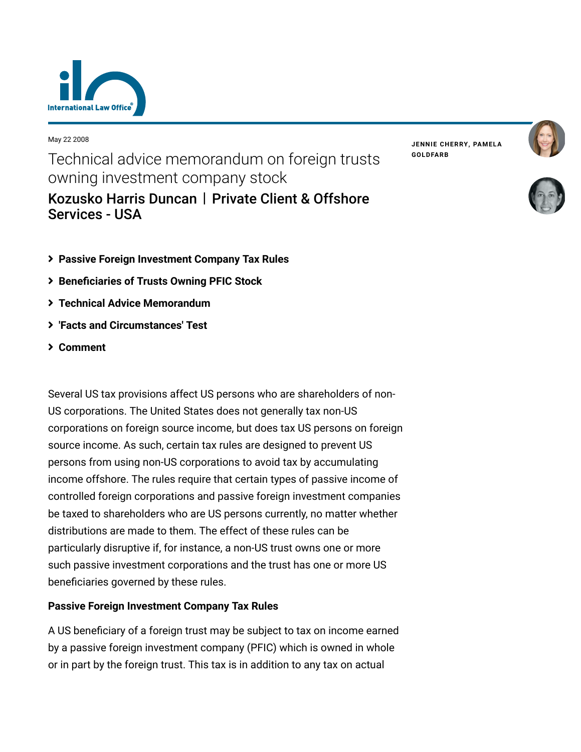May 22 2008

# Technical advice memorandum on foreign trusts owning investment company stock

## Kozusko Harris Duncan | Private Client & Offshore Services - USA

JENNIE CHERRY, PAMELA GOLDFARB

- Passive Foreign Investment Company Tax Rules
- Beneficiaries of Trusts Owning PFIC Stock
- Technical Advice Memorandum
- 'Facts and Circumstances' Test
- Comment

Several US tax provisions affect US persons who are shareholders of non-US corporations. The United States does not generally tax non-US corporations on foreign source income, but does tax US persons on foreign source income. As such, certain tax rules are designed to prevent US persons from using non-US corporations to avoid tax by accumulating income offshore. The rules require that certain types of passive income of controlled foreign corporations and passive foreign investment companies be taxed to shareholders who are US persons currently, no matter whether distributions are made to them. The effect of these rules can be particularly disruptive if, for instance, a non-US trust owns one or more such passive investment corporations and the trust has one or more US beneficiaries governed by these rules.

**Passive Foreign Investment Company Tax Rules**

A US beneficiary of a foreign trust may be subject to tax on income earned by a passive foreign investment company (PFIC) which is owned in whole or in part by the foreign trust. This tax is in addition to any tax on actual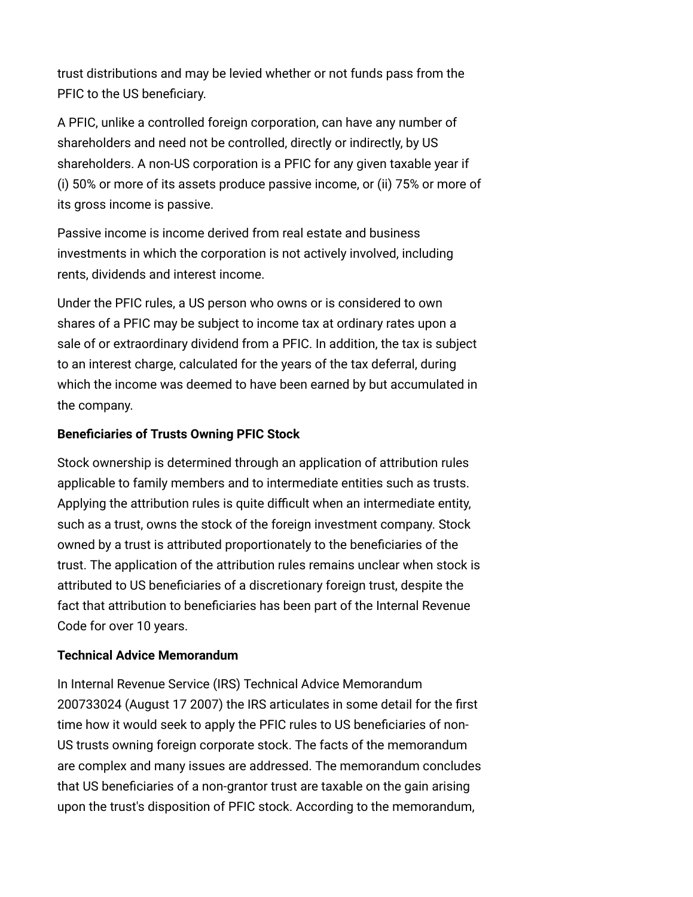trust distributions and may be levied whether or not funds pass from the PFIC to the US beneficiary.

A PFIC, unlike a controlled foreign corporation, can have any number of shareholders and need not be controlled, directly or indirectly, by US shareholders. A non-US corporation is a PFIC for any given taxable year if (i) 50% or more of its assets produce passive income, or (ii) 75% or more of its gross income is passive.

Passive income is income derived from real estate and business investments in which the corporation is not actively involved, including rents, dividends and interest income.

Under the PFIC rules, a US person who owns or is considered to own shares of a PFIC may be subject to income tax at ordinary rates upon a sale of or extraordinary dividend from a PFIC. In addition, the tax is subject to an interest charge, calculated for the years of the tax deferral, during which the income was deemed to have been earned by but accumulated in the company.

**Beneficiaries of Trusts Owning PFIC Stock**

Stock ownership is determined through an application of attribution rules applicable to family members and to intermediate entities such as trusts. Applying the attribution rules is quite difficult when an intermediate entity, such as a trust, owns the stock of the foreign investment company. Stock owned by a trust is attributed proportionately to the beneficiaries of the trust. The application of the attribution rules remains unclear when stock is attributed to US beneficiaries of a discretionary foreign trust, despite the fact that attribution to beneficiaries has been part of the Internal Revenue Code for over 10 years.

**Technical Advice Memorandum**

In Internal Revenue Service (IRS) Technical Advice Memorandum 200733024 (August 17 2007) the IRS articulates in some detail for the first time how it would seek to apply the PFIC rules to US beneficiaries of non-US trusts owning foreign corporate stock. The facts of the memorandum are complex and many issues are addressed. The memorandum concludes that US beneficiaries of a non-grantor trust are taxable on the gain arising upon the trust's disposition of PFIC stock. According to the memorandum,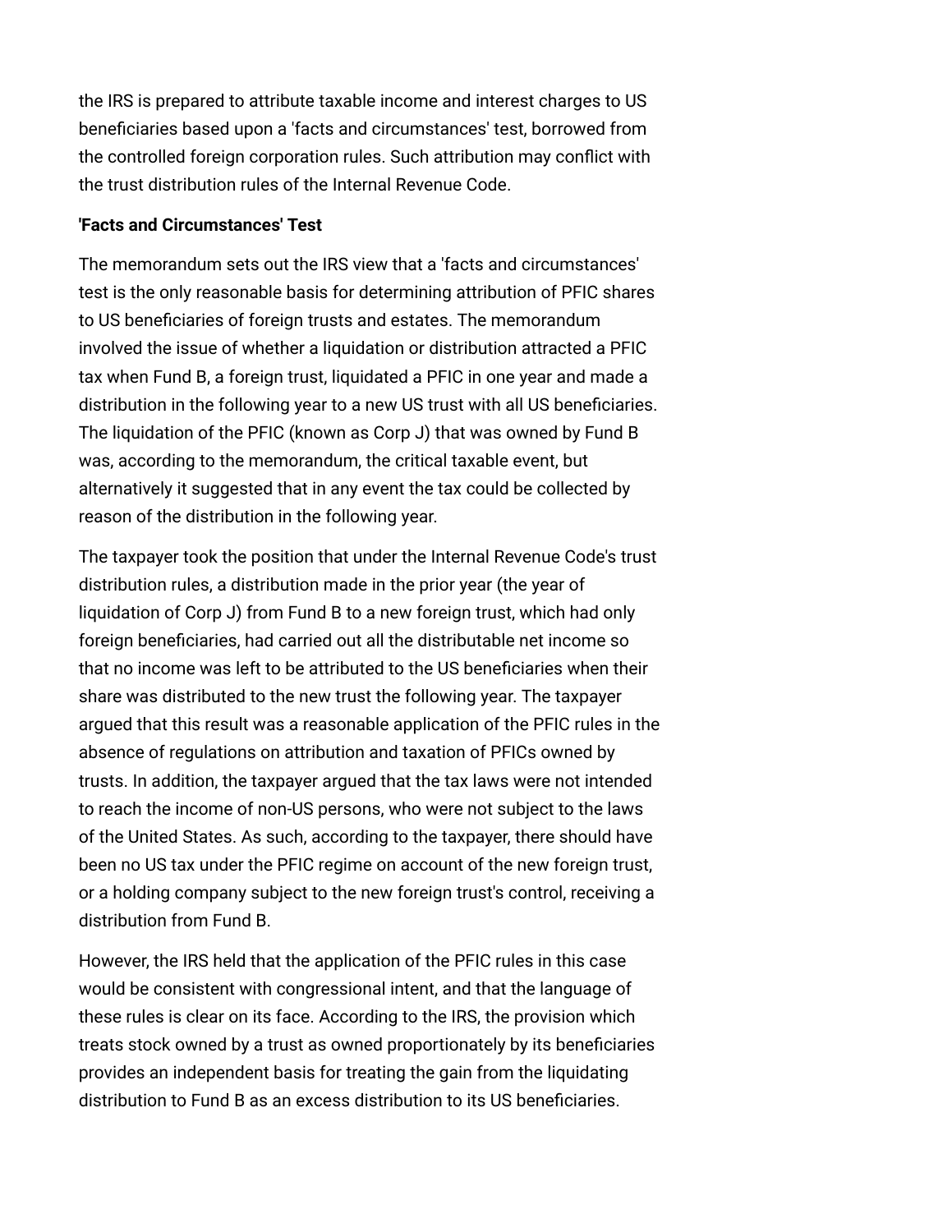the IRS is prepared to attribute taxable income and interest charges to US beneficiaries based upon a 'facts and circumstances' test, borrowed from the controlled foreign corporation rules. Such attribution may conflict with the trust distribution rules of the Internal Revenue Code.

**'Facts and Circumstances' Test**

The memorandum sets out the IRS view that a 'facts and circumstances' test is the only reasonable basis for determining attribution of PFIC shares to US beneficiaries of foreign trusts and estates. The memorandum involved the issue of whether a liquidation or distribution attracted a PFIC tax when Fund B, a foreign trust, liquidated a PFIC in one year and made a distribution in the following year to a new US trust with all US beneficiaries. The liquidation of the PFIC (known as Corp J) that was owned by Fund B was, according to the memorandum, the critical taxable event, but alternatively it suggested that in any event the tax could be collected by reason of the distribution in the following year.

The taxpayer took the position that under the Internal Revenue Code's trust distribution rules, a distribution made in the prior year (the year of liquidation of Corp J) from Fund B to a new foreign trust, which had only foreign beneficiaries, had carried out all the distributable net income so that no income was left to be attributed to the US beneficiaries when their share was distributed to the new trust the following year. The taxpayer argued that this result was a reasonable application of the PFIC rules in the absence of regulations on attribution and taxation of PFICs owned by trusts. In addition, the taxpayer argued that the tax laws were not intended to reach the income of non-US persons, who were not subject to the laws of the United States. As such, according to the taxpayer, there should have been no US tax under the PFIC regime on account of the new foreign trust, or a holding company subject to the new foreign trust's control, receiving a distribution from Fund B.

However, the IRS held that the application of the PFIC rules in this case would be consistent with congressional intent, and that the language of these rules is clear on its face. According to the IRS, the provision which treats stock owned by a trust as owned proportionately by its beneficiaries provides an independent basis for treating the gain from the liquidating distribution to Fund B as an excess distribution to its US beneficiaries.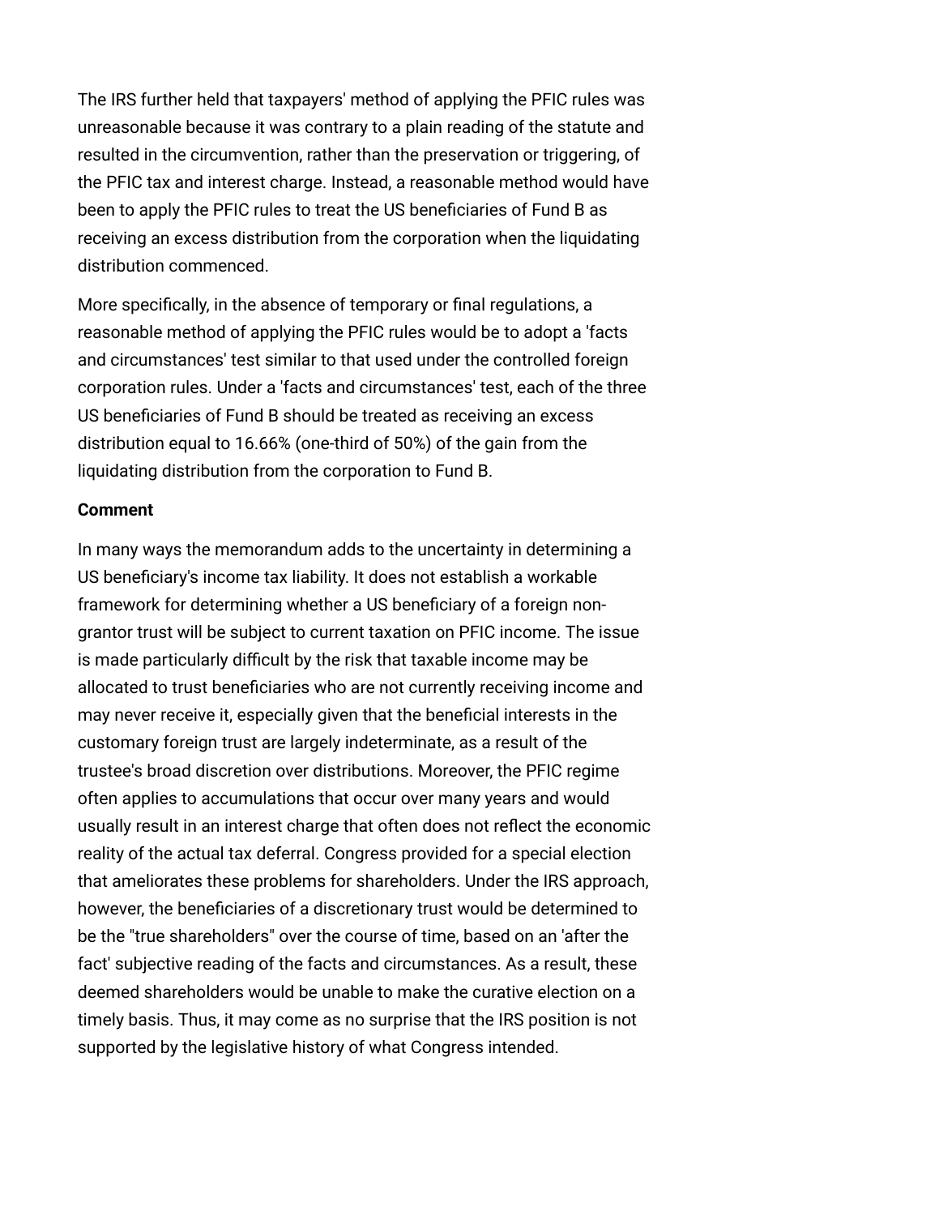The IRS further held that taxpayers' method of applying the PFIC rules was unreasonable because it was contrary to a plain reading of the statute and resulted in the circumvention, rather than the preservation or triggering, of the PFIC tax and interest charge. Instead, a reasonable method would have been to apply the PFIC rules to treat the US beneficiaries of Fund B as receiving an excess distribution from the corporation when the liquidating distribution commenced.

More specifically, in the absence of temporary or final regulations, a reasonable method of applying the PFIC rules would be to adopt a 'facts and circumstances' test similar to that used under the controlled foreign corporation rules. Under a 'facts and circumstances' test, each of the three US beneficiaries of Fund B should be treated as receiving an excess distribution equal to 16.66% (one-third of 50%) of the gain from the liquidating distribution from the corporation to Fund B.

**Comment**

In many ways the memorandum adds to the uncertainty in determining a US beneficiary's income tax liability. It does not establish a workable framework for determining whether a US beneficiary of a foreign non-grantor trust will be subject to current taxation on PFIC income. The issue is made particularly difficult by the risk that taxable income may be allocated to trust beneficiaries who are not currently receiving income and may never receive it, especially given that the beneficial interests in the customary foreign trust are largely indeterminate, as a result of the trustee's broad discretion over distributions. Moreover, the PFIC regime often applies to accumulations that occur over many years and would usually result in an interest charge that often does not reflect the economic reality of the actual tax deferral. Congress provided for a special election that ameliorates these problems for shareholders. Under the IRS approach, however, the beneficiaries of a discretionary trust would be determined to be the "true shareholders" over the course of time, based on an 'after the fact' subjective reading of the facts and circumstances. As a result, these deemed shareholders would be unable to make the curative election on a timely basis. Thus, it may come as no surprise that the IRS position is not supported by the legislative history of what Congress intended.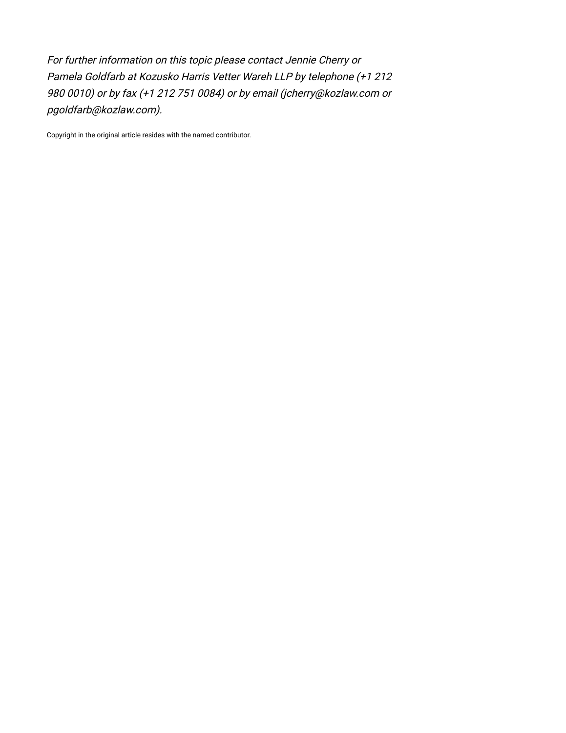*For further information on this topic please contact Jennie Cherry or Pamela Goldfarb at Kozusko Harris Vetter Wareh LLP by telephone (+1 212 980 0010) or by fax (+1 212 751 0084) or by email (jcherry@kozlaw.com or pgoldfarb@kozlaw.com).*

Copyright in the original article resides with the named contributor.